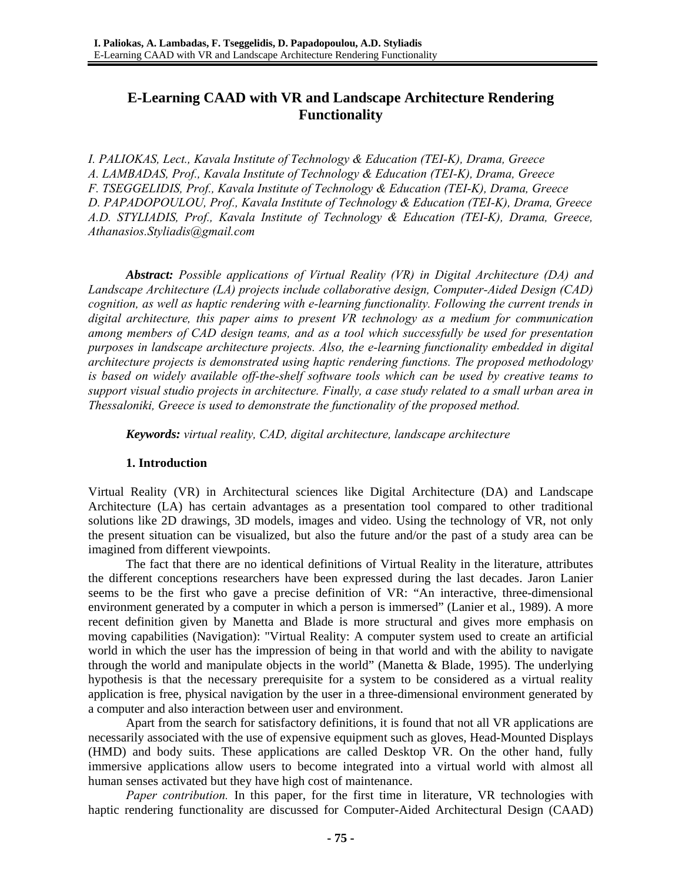# E-Learning CAAD with VR and Landscape Architecture Rendering Functionality

*I. PALIOKAS, Lect., Kavala Institute of Technology & Education (TEI-K), Drama, Greece*
*A. LAMBADAS, Prof., Kavala Institute of Technology & Education (TEI-K), Drama, Greece*
*F. TSEGGELIDIS, Prof., Kavala Institute of Technology & Education (TEI-K), Drama, Greece*
*D. PAPADOPOULOU, Prof., Kavala Institute of Technology & Education (TEI-K), Drama, Greece*
*A.D. STYLIADIS, Prof., Kavala Institute of Technology & Education (TEI-K), Drama, Greece, Athanasios.Styliadis@gmail.com*

***Abstract:*** *Possible applications of Virtual Reality (VR) in Digital Architecture (DA) and Landscape Architecture (LA) projects include collaborative design, Computer-Aided Design (CAD) cognition, as well as haptic rendering with e-learning functionality. Following the current trends in digital architecture, this paper aims to present VR technology as a medium for communication among members of CAD design teams, and as a tool which successfully be used for presentation purposes in landscape architecture projects. Also, the e-learning functionality embedded in digital architecture projects is demonstrated using haptic rendering functions. The proposed methodology is based on widely available off-the-shelf software tools which can be used by creative teams to support visual studio projects in architecture. Finally, a case study related to a small urban area in Thessaloniki, Greece is used to demonstrate the functionality of the proposed method.*

***Keywords:*** *virtual reality, CAD, digital architecture, landscape architecture*

## 1. Introduction

Virtual Reality (VR) in Architectural sciences like Digital Architecture (DA) and Landscape Architecture (LA) has certain advantages as a presentation tool compared to other traditional solutions like 2D drawings, 3D models, images and video. Using the technology of VR, not only the present situation can be visualized, but also the future and/or the past of a study area can be imagined from different viewpoints.

The fact that there are no identical definitions of Virtual Reality in the literature, attributes the different conceptions researchers have been expressed during the last decades. Jaron Lanier seems to be the first who gave a precise definition of VR: "An interactive, three-dimensional environment generated by a computer in which a person is immersed" (Lanier et al., 1989). A more recent definition given by Manetta and Blade is more structural and gives more emphasis on moving capabilities (Navigation): "Virtual Reality: A computer system used to create an artificial world in which the user has the impression of being in that world and with the ability to navigate through the world and manipulate objects in the world" (Manetta & Blade, 1995). The underlying hypothesis is that the necessary prerequisite for a system to be considered as a virtual reality application is free, physical navigation by the user in a three-dimensional environment generated by a computer and also interaction between user and environment.

Apart from the search for satisfactory definitions, it is found that not all VR applications are necessarily associated with the use of expensive equipment such as gloves, Head-Mounted Displays (HMD) and body suits. These applications are called Desktop VR. On the other hand, fully immersive applications allow users to become integrated into a virtual world with almost all human senses activated but they have high cost of maintenance.

*Paper contribution.* In this paper, for the first time in literature, VR technologies with haptic rendering functionality are discussed for Computer-Aided Architectural Design (CAAD)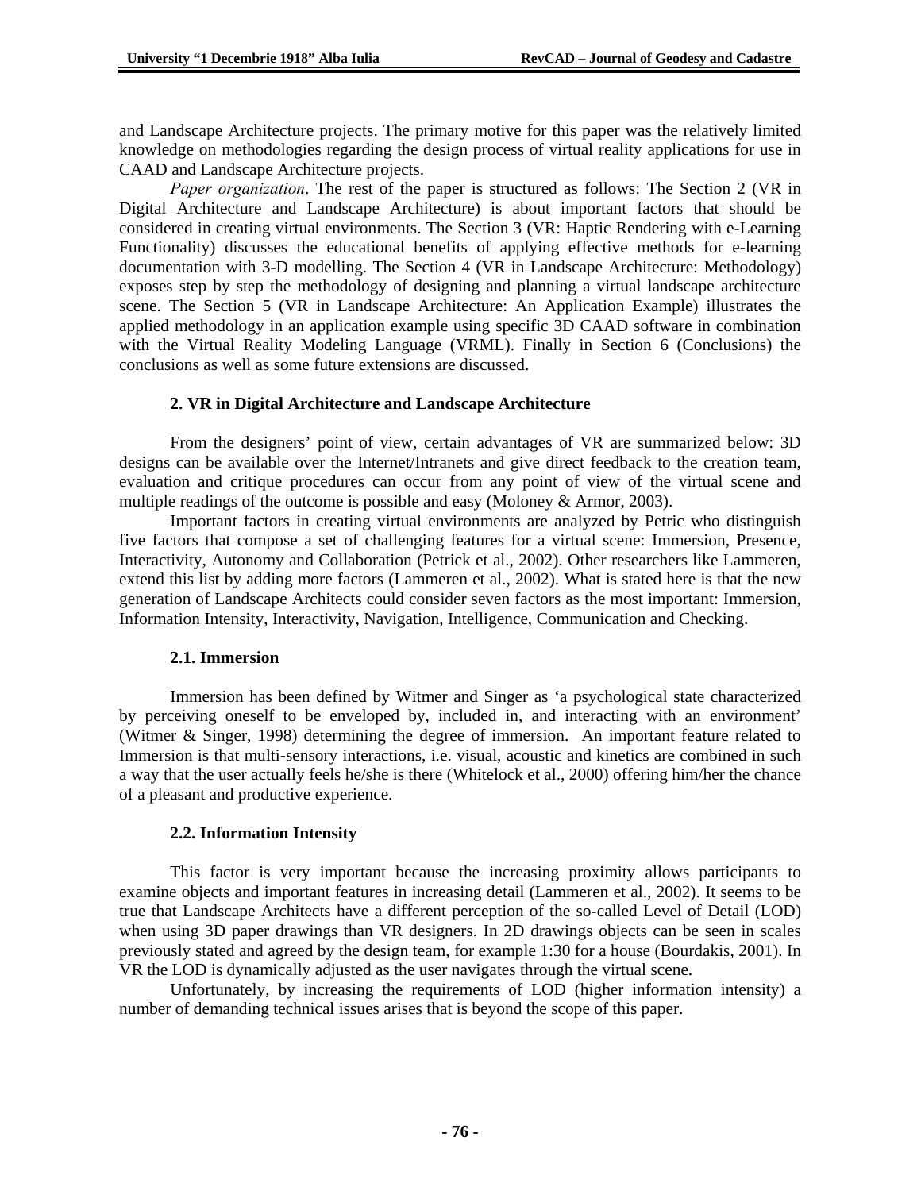and Landscape Architecture projects. The primary motive for this paper was the relatively limited knowledge on methodologies regarding the design process of virtual reality applications for use in CAAD and Landscape Architecture projects.

*Paper organization*. The rest of the paper is structured as follows: The Section 2 (VR in Digital Architecture and Landscape Architecture) is about important factors that should be considered in creating virtual environments. The Section 3 (VR: Haptic Rendering with e-Learning Functionality) discusses the educational benefits of applying effective methods for e-learning documentation with 3-D modelling. The Section 4 (VR in Landscape Architecture: Methodology) exposes step by step the methodology of designing and planning a virtual landscape architecture scene. The Section 5 (VR in Landscape Architecture: An Application Example) illustrates the applied methodology in an application example using specific 3D CAAD software in combination with the Virtual Reality Modeling Language (VRML). Finally in Section 6 (Conclusions) the conclusions as well as some future extensions are discussed.

## 2. VR in Digital Architecture and Landscape Architecture

From the designers' point of view, certain advantages of VR are summarized below: 3D designs can be available over the Internet/Intranets and give direct feedback to the creation team, evaluation and critique procedures can occur from any point of view of the virtual scene and multiple readings of the outcome is possible and easy (Moloney & Armor, 2003).

Important factors in creating virtual environments are analyzed by Petric who distinguish five factors that compose a set of challenging features for a virtual scene: Immersion, Presence, Interactivity, Autonomy and Collaboration (Petrick et al., 2002). Other researchers like Lammeren, extend this list by adding more factors (Lammeren et al., 2002). What is stated here is that the new generation of Landscape Architects could consider seven factors as the most important: Immersion, Information Intensity, Interactivity, Navigation, Intelligence, Communication and Checking.

### 2.1. Immersion

Immersion has been defined by Witmer and Singer as 'a psychological state characterized by perceiving oneself to be enveloped by, included in, and interacting with an environment' (Witmer & Singer, 1998) determining the degree of immersion. An important feature related to Immersion is that multi-sensory interactions, i.e. visual, acoustic and kinetics are combined in such a way that the user actually feels he/she is there (Whitelock et al., 2000) offering him/her the chance of a pleasant and productive experience.

### 2.2. Information Intensity

This factor is very important because the increasing proximity allows participants to examine objects and important features in increasing detail (Lammeren et al., 2002). It seems to be true that Landscape Architects have a different perception of the so-called Level of Detail (LOD) when using 3D paper drawings than VR designers. In 2D drawings objects can be seen in scales previously stated and agreed by the design team, for example 1:30 for a house (Bourdakis, 2001). In VR the LOD is dynamically adjusted as the user navigates through the virtual scene.

Unfortunately, by increasing the requirements of LOD (higher information intensity) a number of demanding technical issues arises that is beyond the scope of this paper.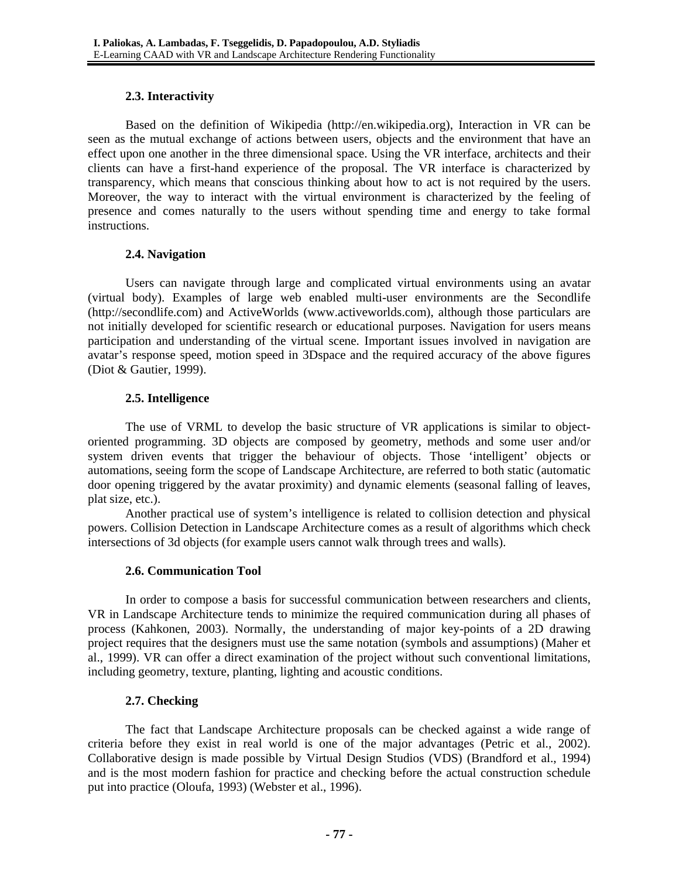### 2.3. Interactivity

Based on the definition of Wikipedia (http://en.wikipedia.org), Interaction in VR can be seen as the mutual exchange of actions between users, objects and the environment that have an effect upon one another in the three dimensional space. Using the VR interface, architects and their clients can have a first-hand experience of the proposal. The VR interface is characterized by transparency, which means that conscious thinking about how to act is not required by the users. Moreover, the way to interact with the virtual environment is characterized by the feeling of presence and comes naturally to the users without spending time and energy to take formal instructions.

### 2.4. Navigation

Users can navigate through large and complicated virtual environments using an avatar (virtual body). Examples of large web enabled multi-user environments are the Secondlife (http://secondlife.com) and ActiveWorlds (www.activeworlds.com), although those particulars are not initially developed for scientific research or educational purposes. Navigation for users means participation and understanding of the virtual scene. Important issues involved in navigation are avatar's response speed, motion speed in 3Dspace and the required accuracy of the above figures (Diot & Gautier, 1999).

### 2.5. Intelligence

The use of VRML to develop the basic structure of VR applications is similar to object-oriented programming. 3D objects are composed by geometry, methods and some user and/or system driven events that trigger the behaviour of objects. Those 'intelligent' objects or automations, seeing form the scope of Landscape Architecture, are referred to both static (automatic door opening triggered by the avatar proximity) and dynamic elements (seasonal falling of leaves, plat size, etc.).

Another practical use of system's intelligence is related to collision detection and physical powers. Collision Detection in Landscape Architecture comes as a result of algorithms which check intersections of 3d objects (for example users cannot walk through trees and walls).

### 2.6. Communication Tool

In order to compose a basis for successful communication between researchers and clients, VR in Landscape Architecture tends to minimize the required communication during all phases of process (Kahkonen, 2003). Normally, the understanding of major key-points of a 2D drawing project requires that the designers must use the same notation (symbols and assumptions) (Maher et al., 1999). VR can offer a direct examination of the project without such conventional limitations, including geometry, texture, planting, lighting and acoustic conditions.

### 2.7. Checking

The fact that Landscape Architecture proposals can be checked against a wide range of criteria before they exist in real world is one of the major advantages (Petric et al., 2002). Collaborative design is made possible by Virtual Design Studios (VDS) (Brandford et al., 1994) and is the most modern fashion for practice and checking before the actual construction schedule put into practice (Oloufa, 1993) (Webster et al., 1996).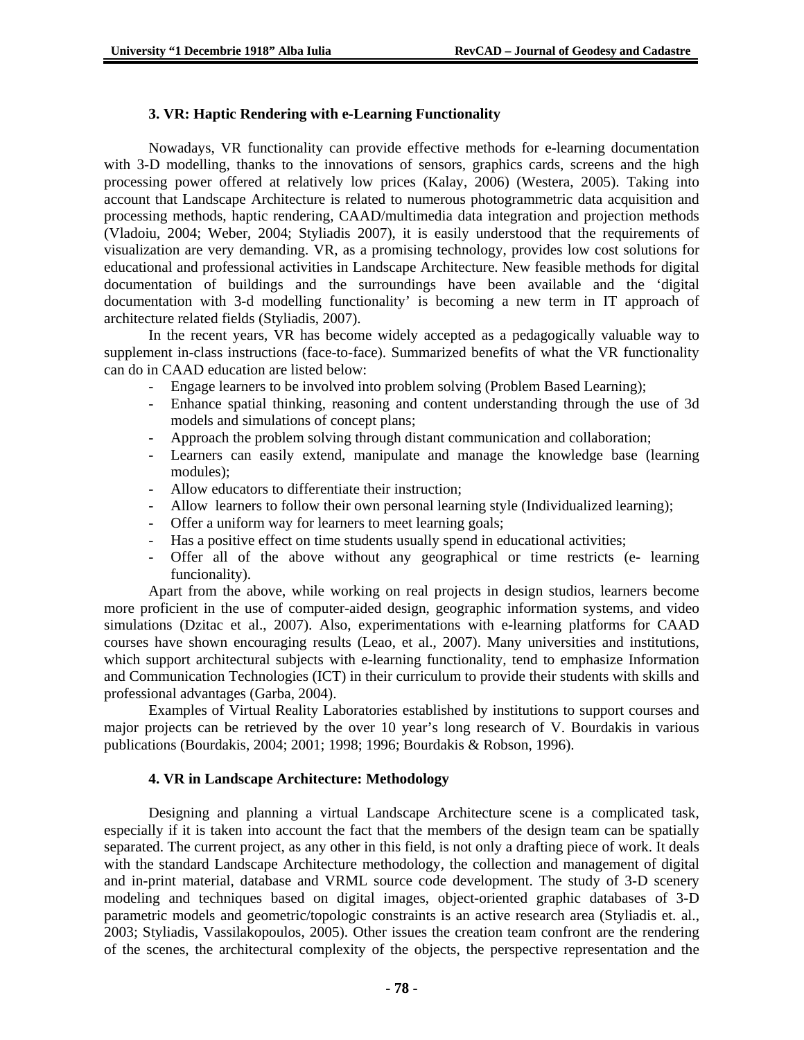### 3. VR: Haptic Rendering with e-Learning Functionality

Nowadays, VR functionality can provide effective methods for e-learning documentation with 3-D modelling, thanks to the innovations of sensors, graphics cards, screens and the high processing power offered at relatively low prices (Kalay, 2006) (Westera, 2005). Taking into account that Landscape Architecture is related to numerous photogrammetric data acquisition and processing methods, haptic rendering, CAAD/multimedia data integration and projection methods (Vladoiu, 2004; Weber, 2004; Styliadis 2007), it is easily understood that the requirements of visualization are very demanding. VR, as a promising technology, provides low cost solutions for educational and professional activities in Landscape Architecture. New feasible methods for digital documentation of buildings and the surroundings have been available and the 'digital documentation with 3-d modelling functionality' is becoming a new term in IT approach of architecture related fields (Styliadis, 2007).

In the recent years, VR has become widely accepted as a pedagogically valuable way to supplement in-class instructions (face-to-face). Summarized benefits of what the VR functionality can do in CAAD education are listed below:

- Engage learners to be involved into problem solving (Problem Based Learning);
- Enhance spatial thinking, reasoning and content understanding through the use of 3d models and simulations of concept plans;
- Approach the problem solving through distant communication and collaboration;
- Learners can easily extend, manipulate and manage the knowledge base (learning modules);
- Allow educators to differentiate their instruction;
- Allow learners to follow their own personal learning style (Individualized learning);
- Offer a uniform way for learners to meet learning goals;
- Has a positive effect on time students usually spend in educational activities;
- Offer all of the above without any geographical or time restricts (e- learning funcionality).

Apart from the above, while working on real projects in design studios, learners become more proficient in the use of computer-aided design, geographic information systems, and video simulations (Dzitac et al., 2007). Also, experimentations with e-learning platforms for CAAD courses have shown encouraging results (Leao, et al., 2007). Many universities and institutions, which support architectural subjects with e-learning functionality, tend to emphasize Information and Communication Technologies (ICT) in their curriculum to provide their students with skills and professional advantages (Garba, 2004).

Examples of Virtual Reality Laboratories established by institutions to support courses and major projects can be retrieved by the over 10 year's long research of V. Bourdakis in various publications (Bourdakis, 2004; 2001; 1998; 1996; Bourdakis & Robson, 1996).

### 4. VR in Landscape Architecture: Methodology

Designing and planning a virtual Landscape Architecture scene is a complicated task, especially if it is taken into account the fact that the members of the design team can be spatially separated. The current project, as any other in this field, is not only a drafting piece of work. It deals with the standard Landscape Architecture methodology, the collection and management of digital and in-print material, database and VRML source code development. The study of 3-D scenery modeling and techniques based on digital images, object-oriented graphic databases of 3-D parametric models and geometric/topologic constraints is an active research area (Styliadis et. al., 2003; Styliadis, Vassilakopoulos, 2005). Other issues the creation team confront are the rendering of the scenes, the architectural complexity of the objects, the perspective representation and the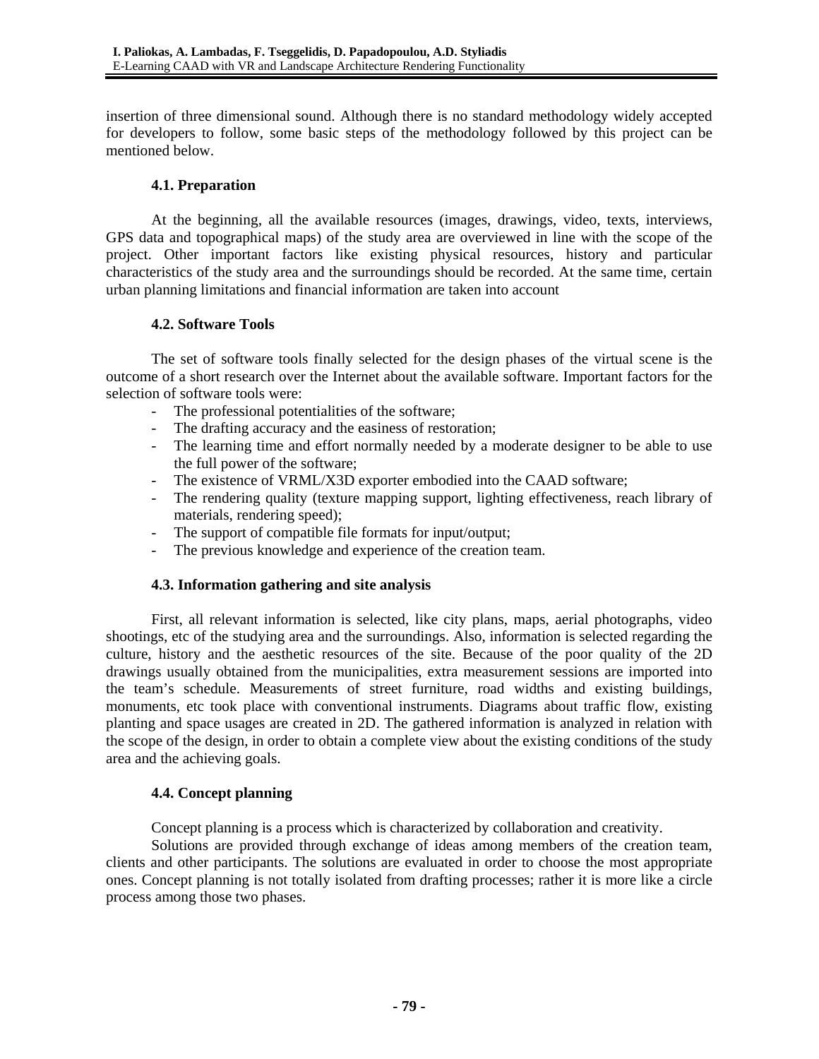insertion of three dimensional sound. Although there is no standard methodology widely accepted for developers to follow, some basic steps of the methodology followed by this project can be mentioned below.

### 4.1. Preparation

At the beginning, all the available resources (images, drawings, video, texts, interviews, GPS data and topographical maps) of the study area are overviewed in line with the scope of the project. Other important factors like existing physical resources, history and particular characteristics of the study area and the surroundings should be recorded. At the same time, certain urban planning limitations and financial information are taken into account

### 4.2. Software Tools

The set of software tools finally selected for the design phases of the virtual scene is the outcome of a short research over the Internet about the available software. Important factors for the selection of software tools were:

- The professional potentialities of the software;
- The drafting accuracy and the easiness of restoration;
- The learning time and effort normally needed by a moderate designer to be able to use the full power of the software;
- The existence of VRML/X3D exporter embodied into the CAAD software;
- The rendering quality (texture mapping support, lighting effectiveness, reach library of materials, rendering speed);
- The support of compatible file formats for input/output;
- The previous knowledge and experience of the creation team.

### 4.3. Information gathering and site analysis

First, all relevant information is selected, like city plans, maps, aerial photographs, video shootings, etc of the studying area and the surroundings. Also, information is selected regarding the culture, history and the aesthetic resources of the site. Because of the poor quality of the 2D drawings usually obtained from the municipalities, extra measurement sessions are imported into the team's schedule. Measurements of street furniture, road widths and existing buildings, monuments, etc took place with conventional instruments. Diagrams about traffic flow, existing planting and space usages are created in 2D. The gathered information is analyzed in relation with the scope of the design, in order to obtain a complete view about the existing conditions of the study area and the achieving goals.

### 4.4. Concept planning

Concept planning is a process which is characterized by collaboration and creativity.

Solutions are provided through exchange of ideas among members of the creation team, clients and other participants. The solutions are evaluated in order to choose the most appropriate ones. Concept planning is not totally isolated from drafting processes; rather it is more like a circle process among those two phases.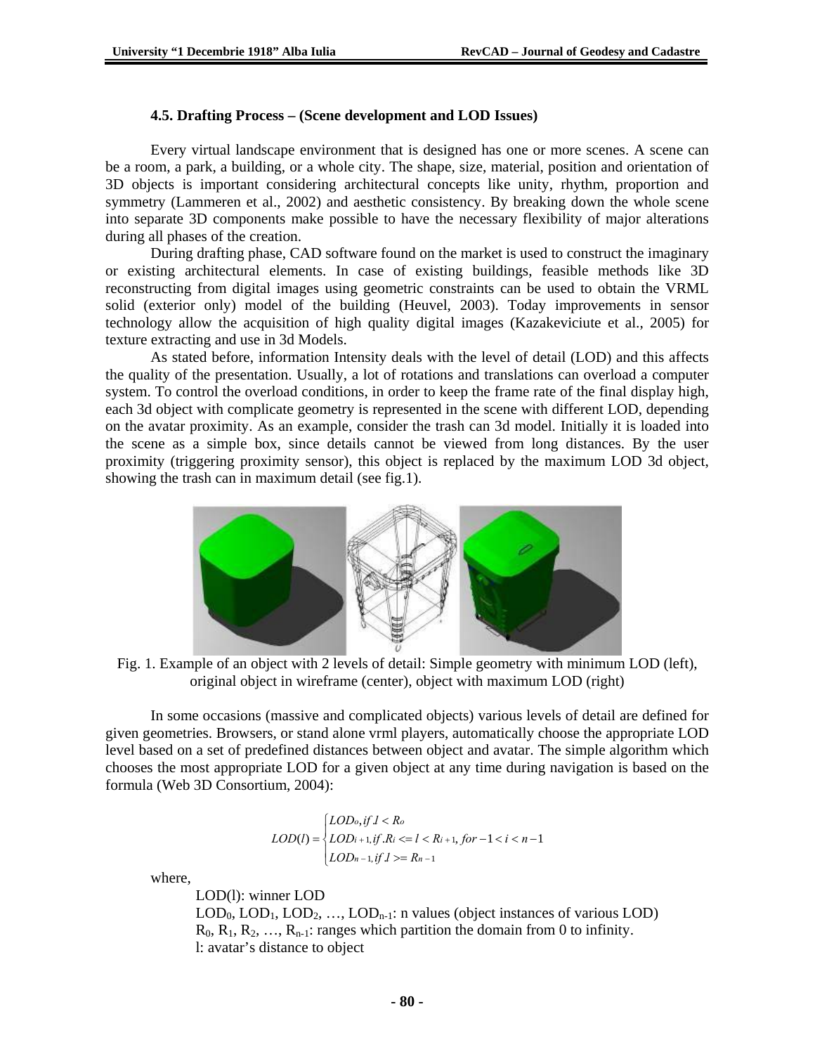### 4.5. Drafting Process – (Scene development and LOD Issues)

Every virtual landscape environment that is designed has one or more scenes. A scene can be a room, a park, a building, or a whole city. The shape, size, material, position and orientation of 3D objects is important considering architectural concepts like unity, rhythm, proportion and symmetry (Lammeren et al., 2002) and aesthetic consistency. By breaking down the whole scene into separate 3D components make possible to have the necessary flexibility of major alterations during all phases of the creation.

During drafting phase, CAD software found on the market is used to construct the imaginary or existing architectural elements. In case of existing buildings, feasible methods like 3D reconstructing from digital images using geometric constraints can be used to obtain the VRML solid (exterior only) model of the building (Heuvel, 2003). Today improvements in sensor technology allow the acquisition of high quality digital images (Kazakeviciute et al., 2005) for texture extracting and use in 3d Models.

As stated before, information Intensity deals with the level of detail (LOD) and this affects the quality of the presentation. Usually, a lot of rotations and translations can overload a computer system. To control the overload conditions, in order to keep the frame rate of the final display high, each 3d object with complicate geometry is represented in the scene with different LOD, depending on the avatar proximity. As an example, consider the trash can 3d model. Initially it is loaded into the scene as a simple box, since details cannot be viewed from long distances. By the user proximity (triggering proximity sensor), this object is replaced by the maximum LOD 3d object, showing the trash can in maximum detail (see fig.1).

Fig. 1. Example of an object with 2 levels of detail: Simple geometry with minimum LOD (left), original object in wireframe (center), object with maximum LOD (right)

In some occasions (massive and complicated objects) various levels of detail are defined for given geometries. Browsers, or stand alone vrml players, automatically choose the appropriate LOD level based on a set of predefined distances between object and avatar. The simple algorithm which chooses the most appropriate LOD for a given object at any time during navigation is based on the formula (Web 3D Consortium, 2004):

$$LOD(l) = \begin{cases} LOD_0, if\ l < R_0 \\ LOD_{i+1}, if\ R_i <= l < R_{i+1}, for -1 < i < n-1 \\ LOD_{n-1}, if\ l >= R_{n-1} \end{cases}$$

where,

LOD(l): winner LOD

$LOD_0, LOD_1, LOD_2, \ldots, LOD_{n-1}$: n values (object instances of various LOD)

$R_0, R_1, R_2, \ldots, R_{n-1}$: ranges which partition the domain from 0 to infinity.

l: avatar's distance to object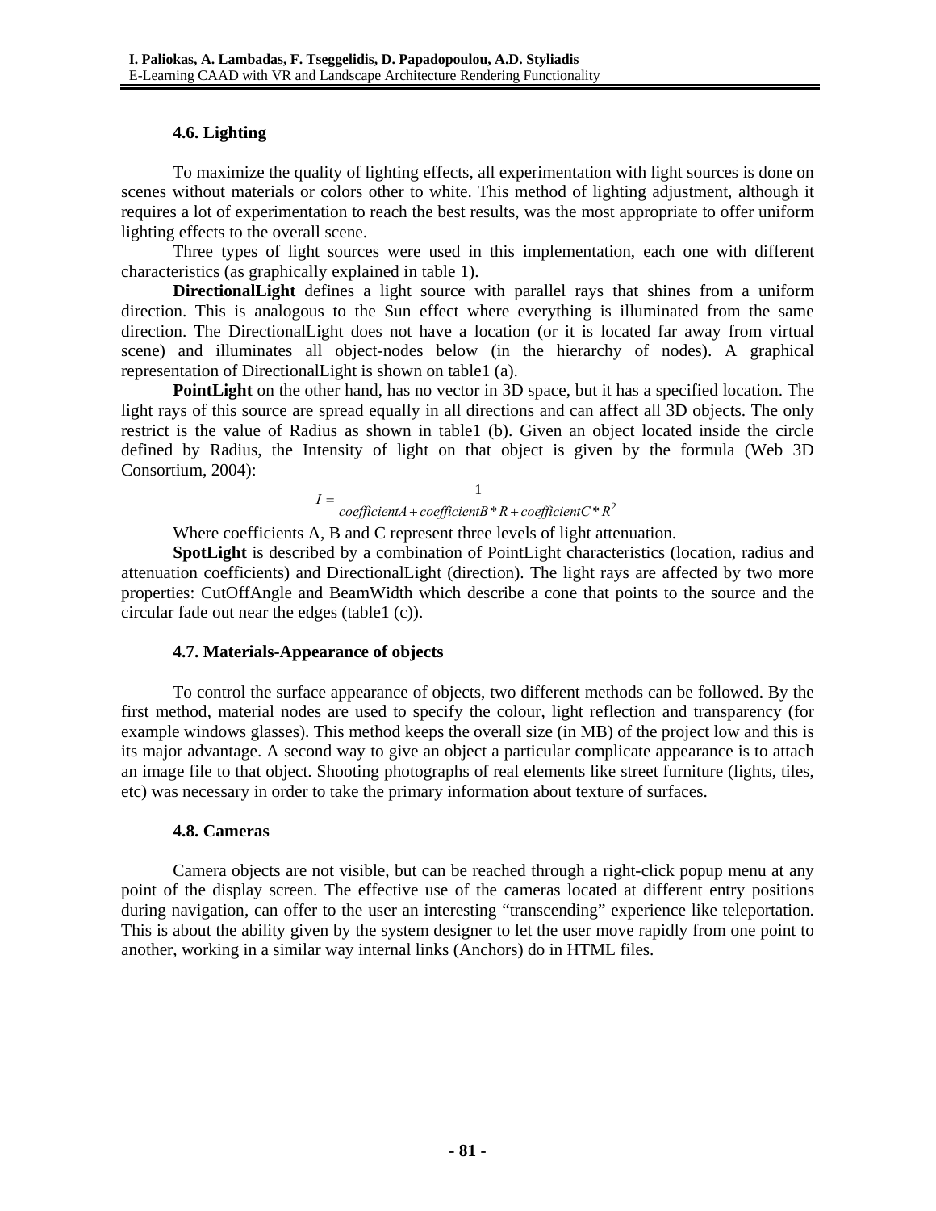### 4.6. Lighting

To maximize the quality of lighting effects, all experimentation with light sources is done on scenes without materials or colors other to white. This method of lighting adjustment, although it requires a lot of experimentation to reach the best results, was the most appropriate to offer uniform lighting effects to the overall scene.

Three types of light sources were used in this implementation, each one with different characteristics (as graphically explained in table 1).

**DirectionalLight** defines a light source with parallel rays that shines from a uniform direction. This is analogous to the Sun effect where everything is illuminated from the same direction. The DirectionalLight does not have a location (or it is located far away from virtual scene) and illuminates all object-nodes below (in the hierarchy of nodes). A graphical representation of DirectionalLight is shown on table1 (a).

**PointLight** on the other hand, has no vector in 3D space, but it has a specified location. The light rays of this source are spread equally in all directions and can affect all 3D objects. The only restrict is the value of Radius as shown in table1 (b). Given an object located inside the circle defined by Radius, the Intensity of light on that object is given by the formula (Web 3D Consortium, 2004):

$$I = \frac{1}{coefficientA + coefficientB * R + coefficientC * R^2}$$

Where coefficients A, B and C represent three levels of light attenuation.

**SpotLight** is described by a combination of PointLight characteristics (location, radius and attenuation coefficients) and DirectionalLight (direction). The light rays are affected by two more properties: CutOffAngle and BeamWidth which describe a cone that points to the source and the circular fade out near the edges (table1 (c)).

### 4.7. Materials-Appearance of objects

To control the surface appearance of objects, two different methods can be followed. By the first method, material nodes are used to specify the colour, light reflection and transparency (for example windows glasses). This method keeps the overall size (in MB) of the project low and this is its major advantage. A second way to give an object a particular complicate appearance is to attach an image file to that object. Shooting photographs of real elements like street furniture (lights, tiles, etc) was necessary in order to take the primary information about texture of surfaces.

### 4.8. Cameras

Camera objects are not visible, but can be reached through a right-click popup menu at any point of the display screen. The effective use of the cameras located at different entry positions during navigation, can offer to the user an interesting "transcending" experience like teleportation. This is about the ability given by the system designer to let the user move rapidly from one point to another, working in a similar way internal links (Anchors) do in HTML files.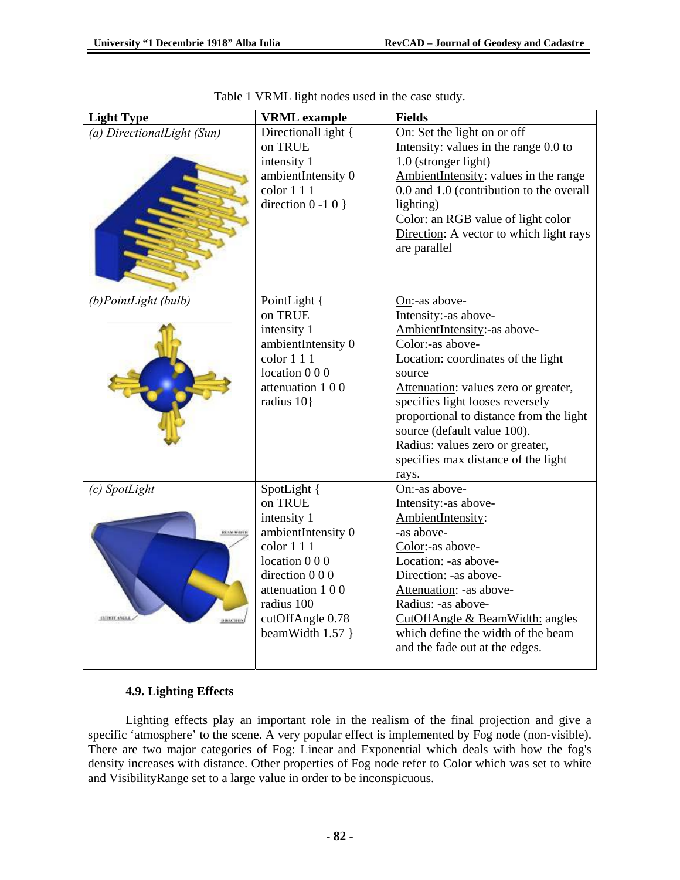Table 1 VRML light nodes used in the case study.

| Light Type | VRML example | Fields |
|---|---|---|
| *(a) DirectionalLight (Sun)* | DirectionalLight { on TRUE intensity 1 ambientIntensity 0 color 1 1 1 direction 0 -1 0 } | On: Set the light on or off<br>Intensity: values in the range 0.0 to 1.0 (stronger light)<br>AmbientIntensity: values in the range 0.0 and 1.0 (contribution to the overall lighting)<br>Color: an RGB value of light color<br>Direction: A vector to which light rays are parallel |
| *(b)PointLight (bulb)* | PointLight { on TRUE intensity 1 ambientIntensity 0 color 1 1 1 location 0 0 0 attenuation 1 0 0 radius 10} | On:-as above-<br>Intensity:-as above-<br>AmbientIntensity:-as above-<br>Color:-as above-<br>Location: coordinates of the light source<br>Attenuation: values zero or greater, specifies light looses reversely proportional to distance from the light source (default value 100).<br>Radius: values zero or greater, specifies max distance of the light rays. |
| *(c) SpotLight* | SpotLight { on TRUE intensity 1 ambientIntensity 0 color 1 1 1 location 0 0 0 direction 0 0 0 attenuation 1 0 0 radius 100 cutOffAngle 0.78 beamWidth 1.57 } | On:-as above-<br>Intensity:-as above-<br>AmbientIntensity: -as above-<br>Color:-as above-<br>Location: -as above-<br>Direction: -as above-<br>Attenuation: -as above-<br>Radius: -as above-<br>CutOffAngle & BeamWidth: angles which define the width of the beam and the fade out at the edges. |

### 4.9. Lighting Effects

Lighting effects play an important role in the realism of the final projection and give a specific 'atmosphere' to the scene. A very popular effect is implemented by Fog node (non-visible). There are two major categories of Fog: Linear and Exponential which deals with how the fog's density increases with distance. Other properties of Fog node refer to Color which was set to white and VisibilityRange set to a large value in order to be inconspicuous.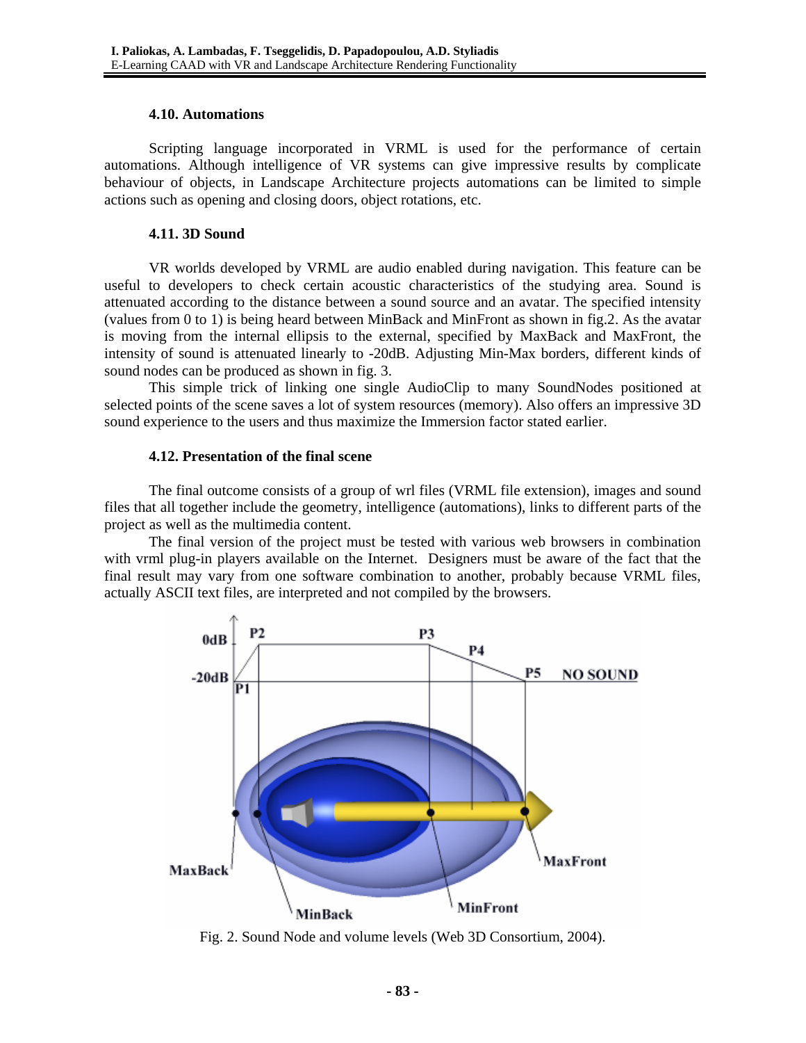### 4.10. Automations

Scripting language incorporated in VRML is used for the performance of certain automations. Although intelligence of VR systems can give impressive results by complicate behaviour of objects, in Landscape Architecture projects automations can be limited to simple actions such as opening and closing doors, object rotations, etc.

### 4.11. 3D Sound

VR worlds developed by VRML are audio enabled during navigation. This feature can be useful to developers to check certain acoustic characteristics of the studying area. Sound is attenuated according to the distance between a sound source and an avatar. The specified intensity (values from 0 to 1) is being heard between MinBack and MinFront as shown in fig.2. As the avatar is moving from the internal ellipsis to the external, specified by MaxBack and MaxFront, the intensity of sound is attenuated linearly to -20dB. Adjusting Min-Max borders, different kinds of sound nodes can be produced as shown in fig. 3.

This simple trick of linking one single AudioClip to many SoundNodes positioned at selected points of the scene saves a lot of system resources (memory). Also offers an impressive 3D sound experience to the users and thus maximize the Immersion factor stated earlier.

### 4.12. Presentation of the final scene

The final outcome consists of a group of wrl files (VRML file extension), images and sound files that all together include the geometry, intelligence (automations), links to different parts of the project as well as the multimedia content.

The final version of the project must be tested with various web browsers in combination with vrml plug-in players available on the Internet. Designers must be aware of the fact that the final result may vary from one software combination to another, probably because VRML files, actually ASCII text files, are interpreted and not compiled by the browsers.

Fig. 2. Sound Node and volume levels (Web 3D Consortium, 2004).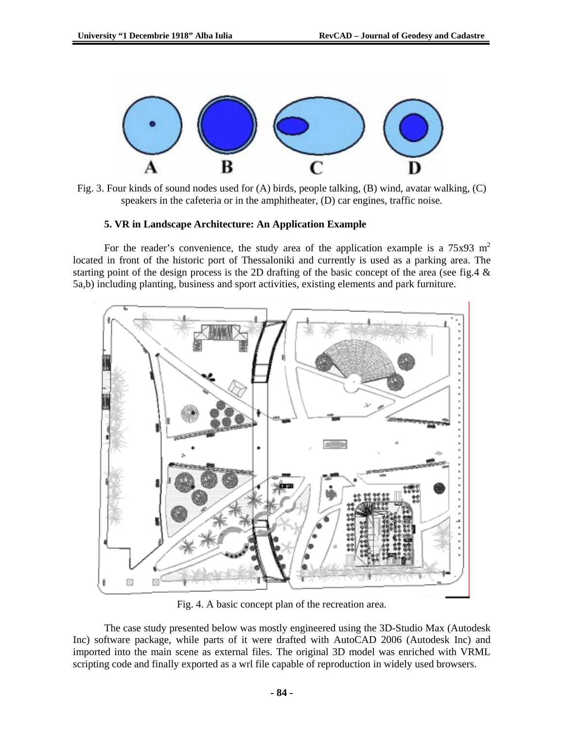Fig. 3. Four kinds of sound nodes used for (A) birds, people talking, (B) wind, avatar walking, (C) speakers in the cafeteria or in the amphitheater, (D) car engines, traffic noise.

### 5. VR in Landscape Architecture: An Application Example

For the reader's convenience, the study area of the application example is a 75x93 $m^2$ located in front of the historic port of Thessaloniki and currently is used as a parking area. The starting point of the design process is the 2D drafting of the basic concept of the area (see fig.4 & 5a,b) including planting, business and sport activities, existing elements and park furniture.

Fig. 4. A basic concept plan of the recreation area.

The case study presented below was mostly engineered using the 3D-Studio Max (Autodesk Inc) software package, while parts of it were drafted with AutoCAD 2006 (Autodesk Inc) and imported into the main scene as external files. The original 3D model was enriched with VRML scripting code and finally exported as a wrl file capable of reproduction in widely used browsers.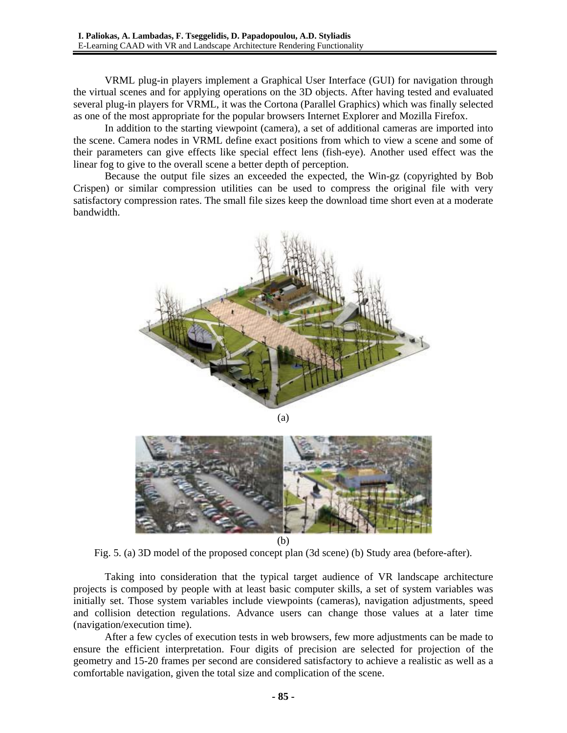VRML plug-in players implement a Graphical User Interface (GUI) for navigation through the virtual scenes and for applying operations on the 3D objects. After having tested and evaluated several plug-in players for VRML, it was the Cortona (Parallel Graphics) which was finally selected as one of the most appropriate for the popular browsers Internet Explorer and Mozilla Firefox.

In addition to the starting viewpoint (camera), a set of additional cameras are imported into the scene. Camera nodes in VRML define exact positions from which to view a scene and some of their parameters can give effects like special effect lens (fish-eye). Another used effect was the linear fog to give to the overall scene a better depth of perception.

Because the output file sizes an exceeded the expected, the Win-gz (copyrighted by Bob Crispen) or similar compression utilities can be used to compress the original file with very satisfactory compression rates. The small file sizes keep the download time short even at a moderate bandwidth.

(a)

(b)

Fig. 5. (a) 3D model of the proposed concept plan (3d scene) (b) Study area (before-after).

Taking into consideration that the typical target audience of VR landscape architecture projects is composed by people with at least basic computer skills, a set of system variables was initially set. Those system variables include viewpoints (cameras), navigation adjustments, speed and collision detection regulations. Advance users can change those values at a later time (navigation/execution time).

After a few cycles of execution tests in web browsers, few more adjustments can be made to ensure the efficient interpretation. Four digits of precision are selected for projection of the geometry and 15-20 frames per second are considered satisfactory to achieve a realistic as well as a comfortable navigation, given the total size and complication of the scene.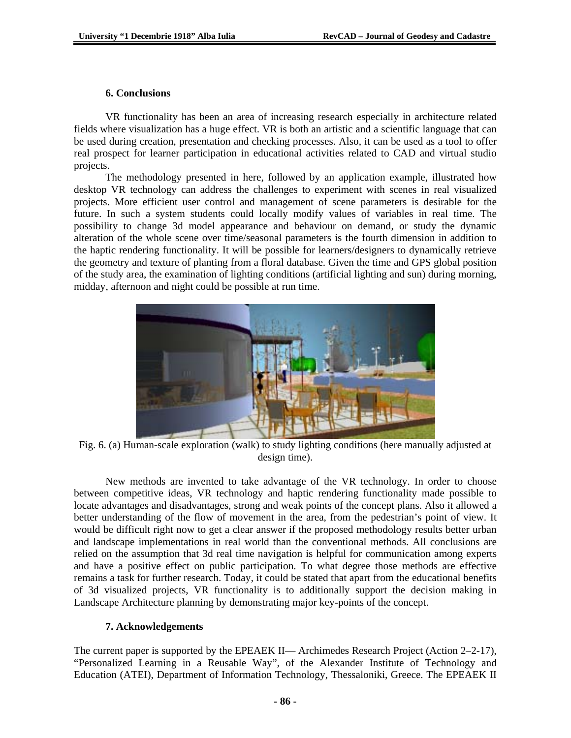## 6. Conclusions

VR functionality has been an area of increasing research especially in architecture related fields where visualization has a huge effect. VR is both an artistic and a scientific language that can be used during creation, presentation and checking processes. Also, it can be used as a tool to offer real prospect for learner participation in educational activities related to CAD and virtual studio projects.

The methodology presented in here, followed by an application example, illustrated how desktop VR technology can address the challenges to experiment with scenes in real visualized projects. More efficient user control and management of scene parameters is desirable for the future. In such a system students could locally modify values of variables in real time. The possibility to change 3d model appearance and behaviour on demand, or study the dynamic alteration of the whole scene over time/seasonal parameters is the fourth dimension in addition to the haptic rendering functionality. It will be possible for learners/designers to dynamically retrieve the geometry and texture of planting from a floral database. Given the time and GPS global position of the study area, the examination of lighting conditions (artificial lighting and sun) during morning, midday, afternoon and night could be possible at run time.

Fig. 6. (a) Human-scale exploration (walk) to study lighting conditions (here manually adjusted at design time).

New methods are invented to take advantage of the VR technology. In order to choose between competitive ideas, VR technology and haptic rendering functionality made possible to locate advantages and disadvantages, strong and weak points of the concept plans. Also it allowed a better understanding of the flow of movement in the area, from the pedestrian's point of view. It would be difficult right now to get a clear answer if the proposed methodology results better urban and landscape implementations in real world than the conventional methods. All conclusions are relied on the assumption that 3d real time navigation is helpful for communication among experts and have a positive effect on public participation. To what degree those methods are effective remains a task for further research. Today, it could be stated that apart from the educational benefits of 3d visualized projects, VR functionality is to additionally support the decision making in Landscape Architecture planning by demonstrating major key-points of the concept.

## 7. Acknowledgements

The current paper is supported by the EPEAEK II— Archimedes Research Project (Action 2–2-17), "Personalized Learning in a Reusable Way", of the Alexander Institute of Technology and Education (ATEI), Department of Information Technology, Thessaloniki, Greece. The EPEAEK II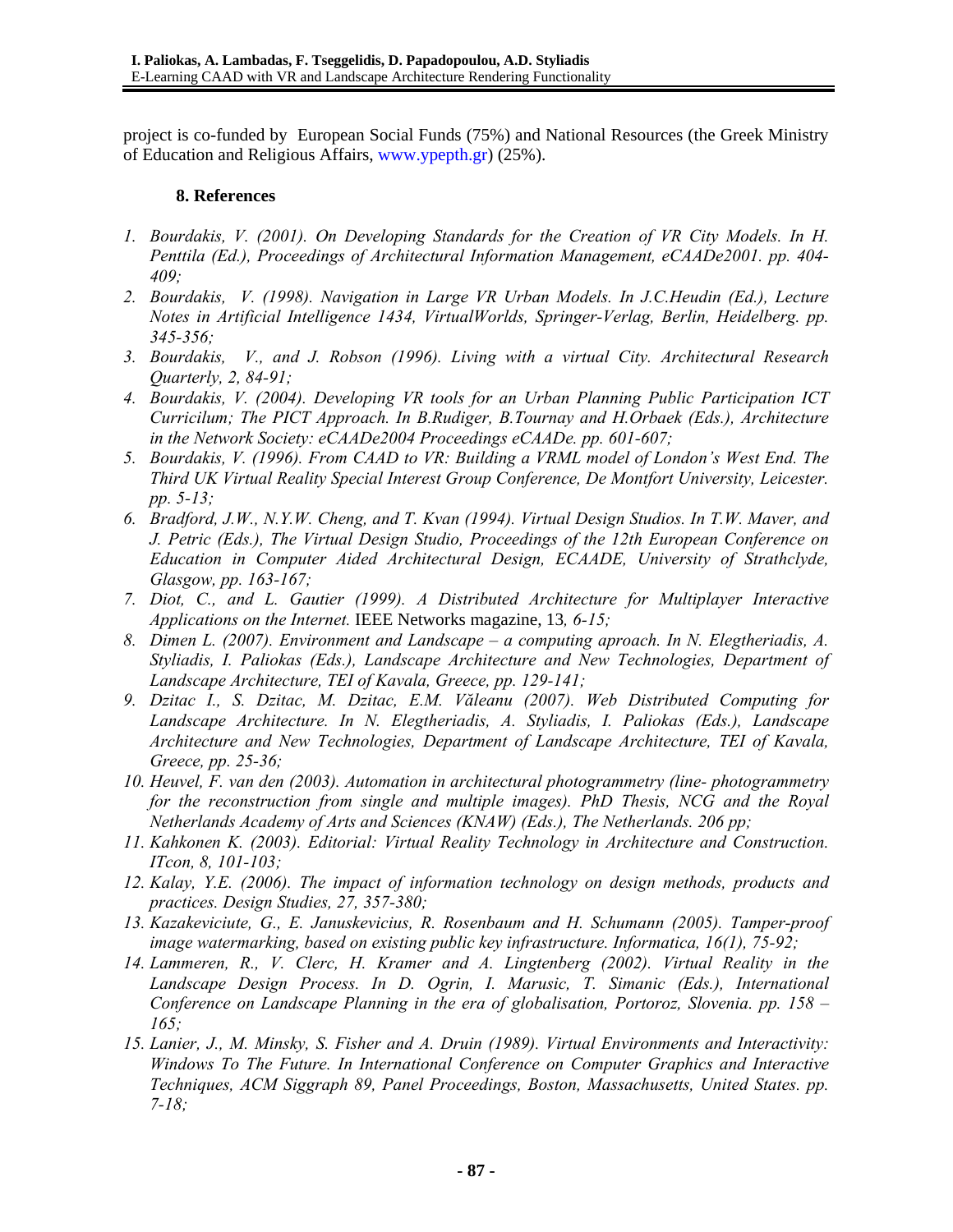project is co-funded by European Social Funds (75%) and National Resources (the Greek Ministry of Education and Religious Affairs, www.ypepth.gr) (25%).

## 8. References

1. *Bourdakis, V. (2001). On Developing Standards for the Creation of VR City Models. In H. Penttila (Ed.), Proceedings of Architectural Information Management, eCAADe2001. pp. 404-409;*
2. *Bourdakis, V. (1998). Navigation in Large VR Urban Models. In J.C.Heudin (Ed.), Lecture Notes in Artificial Intelligence 1434, VirtualWorlds, Springer-Verlag, Berlin, Heidelberg. pp. 345-356;*
3. *Bourdakis, V., and J. Robson (1996). Living with a virtual City. Architectural Research Quarterly, 2, 84-91;*
4. *Bourdakis, V. (2004). Developing VR tools for an Urban Planning Public Participation ICT Curricilum; The PICT Approach. In B.Rudiger, B.Tournay and H.Orbaek (Eds.), Architecture in the Network Society: eCAADe2004 Proceedings eCAADe. pp. 601-607;*
5. *Bourdakis, V. (1996). From CAAD to VR: Building a VRML model of London's West End. The Third UK Virtual Reality Special Interest Group Conference, De Montfort University, Leicester. pp. 5-13;*
6. *Bradford, J.W., N.Y.W. Cheng, and T. Kvan (1994). Virtual Design Studios. In T.W. Maver, and J. Petric (Eds.), The Virtual Design Studio, Proceedings of the 12th European Conference on Education in Computer Aided Architectural Design, ECAADE, University of Strathclyde, Glasgow, pp. 163-167;*
7. *Diot, C., and L. Gautier (1999). A Distributed Architecture for Multiplayer Interactive Applications on the Internet.* IEEE Networks magazine, 13*, 6-15;*
8. *Dimen L. (2007). Environment and Landscape – a computing aproach. In N. Elegtheriadis, A. Styliadis, I. Paliokas (Eds.), Landscape Architecture and New Technologies, Department of Landscape Architecture, TEI of Kavala, Greece, pp. 129-141;*
9. *Dzitac I., S. Dzitac, M. Dzitac, E.M. Văleanu (2007). Web Distributed Computing for Landscape Architecture. In N. Elegtheriadis, A. Styliadis, I. Paliokas (Eds.), Landscape Architecture and New Technologies, Department of Landscape Architecture, TEI of Kavala, Greece, pp. 25-36;*
10. *Heuvel, F. van den (2003). Automation in architectural photogrammetry (line- photogrammetry for the reconstruction from single and multiple images). PhD Thesis, NCG and the Royal Netherlands Academy of Arts and Sciences (KNAW) (Eds.), The Netherlands. 206 pp;*
11. *Kahkonen K. (2003). Editorial: Virtual Reality Technology in Architecture and Construction. ITcon, 8, 101-103;*
12. *Kalay, Y.E. (2006). The impact of information technology on design methods, products and practices. Design Studies, 27, 357-380;*
13. *Kazakeviciute, G., E. Januskevicius, R. Rosenbaum and H. Schumann (2005). Tamper-proof image watermarking, based on existing public key infrastructure. Informatica, 16(1), 75-92;*
14. *Lammeren, R., V. Clerc, H. Kramer and A. Lingtenberg (2002). Virtual Reality in the Landscape Design Process. In D. Ogrin, I. Marusic, T. Simanic (Eds.), International Conference on Landscape Planning in the era of globalisation, Portoroz, Slovenia. pp. 158 – 165;*
15. *Lanier, J., M. Minsky, S. Fisher and A. Druin (1989). Virtual Environments and Interactivity: Windows To The Future. In International Conference on Computer Graphics and Interactive Techniques, ACM Siggraph 89, Panel Proceedings, Boston, Massachusetts, United States. pp. 7-18;*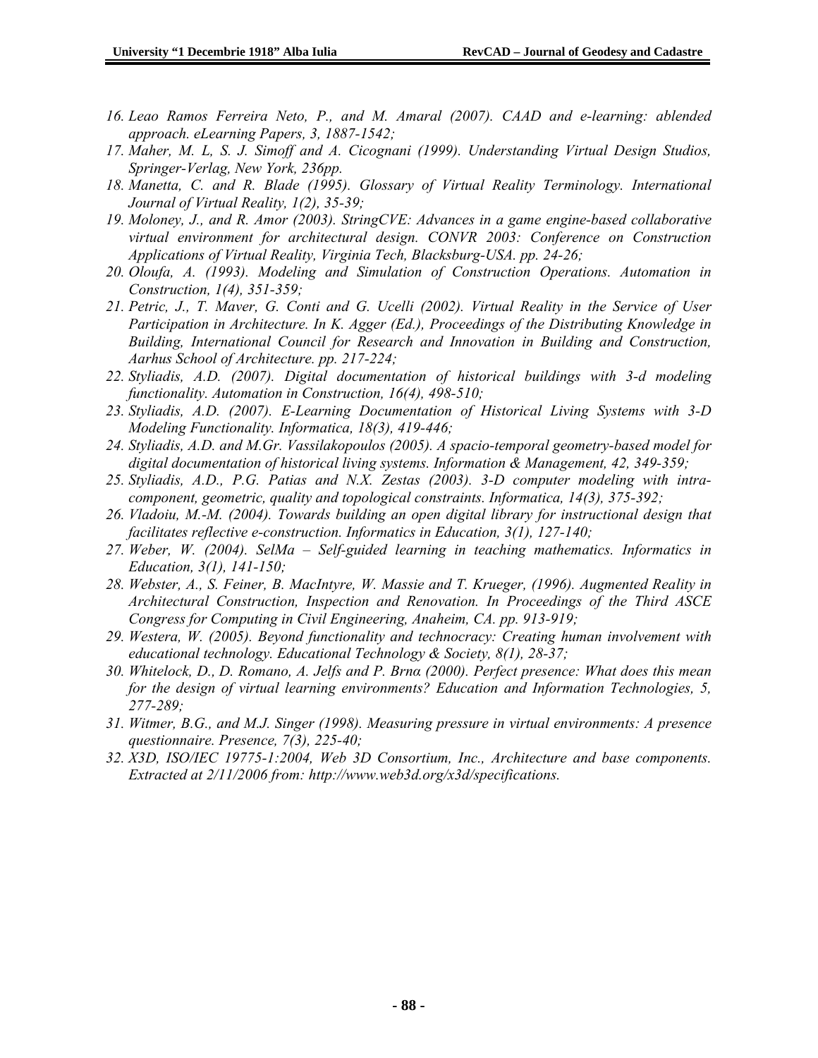16. *Leao Ramos Ferreira Neto, P., and M. Amaral (2007). CAAD and e-learning: ablended approach. eLearning Papers, 3, 1887-1542;*
17. *Maher, M. L, S. J. Simoff and A. Cicognani (1999). Understanding Virtual Design Studios, Springer-Verlag, New York, 236pp.*
18. *Manetta, C. and R. Blade (1995). Glossary of Virtual Reality Terminology. International Journal of Virtual Reality, 1(2), 35-39;*
19. *Moloney, J., and R. Amor (2003). StringCVE: Advances in a game engine-based collaborative virtual environment for architectural design. CONVR 2003: Conference on Construction Applications of Virtual Reality, Virginia Tech, Blacksburg-USA. pp. 24-26;*
20. *Oloufa, A. (1993). Modeling and Simulation of Construction Operations. Automation in Construction, 1(4), 351-359;*
21. *Petric, J., T. Maver, G. Conti and G. Ucelli (2002). Virtual Reality in the Service of User Participation in Architecture. In K. Agger (Ed.), Proceedings of the Distributing Knowledge in Building, International Council for Research and Innovation in Building and Construction, Aarhus School of Architecture. pp. 217-224;*
22. *Styliadis, A.D. (2007). Digital documentation of historical buildings with 3-d modeling functionality. Automation in Construction, 16(4), 498-510;*
23. *Styliadis, A.D. (2007). E-Learning Documentation of Historical Living Systems with 3-D Modeling Functionality. Informatica, 18(3), 419-446;*
24. *Styliadis, A.D. and M.Gr. Vassilakopoulos (2005). A spacio-temporal geometry-based model for digital documentation of historical living systems. Information & Management, 42, 349-359;*
25. *Styliadis, A.D., P.G. Patias and N.X. Zestas (2003). 3-D computer modeling with intra-component, geometric, quality and topological constraints. Informatica, 14(3), 375-392;*
26. *Vladoiu, M.-M. (2004). Towards building an open digital library for instructional design that facilitates reflective e-construction. Informatics in Education, 3(1), 127-140;*
27. *Weber, W. (2004). SelMa – Self-guided learning in teaching mathematics. Informatics in Education, 3(1), 141-150;*
28. *Webster, A., S. Feiner, B. MacIntyre, W. Massie and T. Krueger, (1996). Augmented Reality in Architectural Construction, Inspection and Renovation. In Proceedings of the Third ASCE Congress for Computing in Civil Engineering, Anaheim, CA. pp. 913-919;*
29. *Westera, W. (2005). Beyond functionality and technocracy: Creating human involvement with educational technology. Educational Technology & Society, 8(1), 28-37;*
30. *Whitelock, D., D. Romano, A. Jelfs and P. Brna (2000). Perfect presence: What does this mean for the design of virtual learning environments? Education and Information Technologies, 5, 277-289;*
31. *Witmer, B.G., and M.J. Singer (1998). Measuring pressure in virtual environments: A presence questionnaire. Presence, 7(3), 225-40;*
32. *X3D, ISO/IEC 19775-1:2004, Web 3D Consortium, Inc., Architecture and base components. Extracted at 2/11/2006 from: http://www.web3d.org/x3d/specifications.*